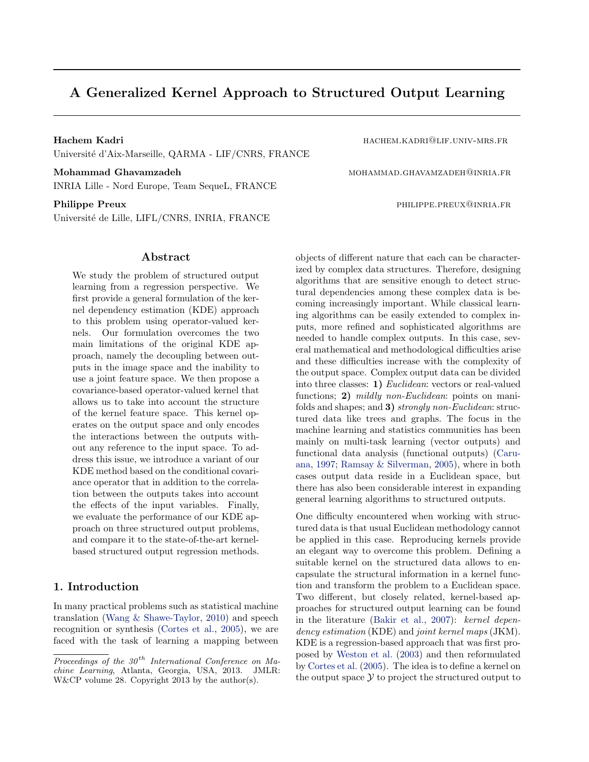# A Generalized Kernel Approach to Structured Output Learning

**Hachem Kadri** HACHEM.KADRI@LIF.UNIV-MRS.FR
Université d'Aix-Marseille, QARMA - LIF/CNRS, FRANCE

**Mohammad Ghavamzadeh** MOHAMMAD.GHAVAMZADEH@INRIA.FR
INRIA Lille - Nord Europe, Team SequeL, FRANCE

**Philippe Preux** PHILIPPE.PREUX@INRIA.FR
Université de Lille, LIFL/CNRS, INRIA, FRANCE

## Abstract

We study the problem of structured output learning from a regression perspective. We first provide a general formulation of the kernel dependency estimation (KDE) approach to this problem using operator-valued kernels. Our formulation overcomes the two main limitations of the original KDE approach, namely the decoupling between outputs in the image space and the inability to use a joint feature space. We then propose a covariance-based operator-valued kernel that allows us to take into account the structure of the kernel feature space. This kernel operates on the output space and only encodes the interactions between the outputs without any reference to the input space. To address this issue, we introduce a variant of our KDE method based on the conditional covariance operator that in addition to the correlation between the outputs takes into account the effects of the input variables. Finally, we evaluate the performance of our KDE approach on three structured output problems, and compare it to the state-of-the-art kernel-based structured output regression methods.

## 1. Introduction

In many practical problems such as statistical machine translation (Wang & Shawe-Taylor, 2010) and speech recognition or synthesis (Cortes et al., 2005), we are faced with the task of learning a mapping between objects of different nature that each can be characterized by complex data structures. Therefore, designing algorithms that are sensitive enough to detect structural dependencies among these complex data is becoming increasingly important. While classical learning algorithms can be easily extended to complex inputs, more refined and sophisticated algorithms are needed to handle complex outputs. In this case, several mathematical and methodological difficulties arise and these difficulties increase with the complexity of the output space. Complex output data can be divided into three classes: **1)** *Euclidean*: vectors or real-valued functions; **2)** *mildly non-Euclidean*: points on manifolds and shapes; and **3)** *strongly non-Euclidean*: structured data like trees and graphs. The focus in the machine learning and statistics communities has been mainly on multi-task learning (vector outputs) and functional data analysis (functional outputs) (Caruana, 1997; Ramsay & Silverman, 2005), where in both cases output data reside in a Euclidean space, but there has also been considerable interest in expanding general learning algorithms to structured outputs.

One difficulty encountered when working with structured data is that usual Euclidean methodology cannot be applied in this case. Reproducing kernels provide an elegant way to overcome this problem. Defining a suitable kernel on the structured data allows to encapsulate the structural information in a kernel function and transform the problem to a Euclidean space. Two different, but closely related, kernel-based approaches for structured output learning can be found in the literature (Bakir et al., 2007): *kernel dependency estimation* (KDE) and *joint kernel maps* (JKM). KDE is a regression-based approach that was first proposed by Weston et al. (2003) and then reformulated by Cortes et al. (2005). The idea is to define a kernel on the output space $\mathcal{Y}$ to project the structured output to

*Proceedings of the 30th International Conference on Machine Learning*, Atlanta, Georgia, USA, 2013. JMLR: W&CP volume 28. Copyright 2013 by the author(s).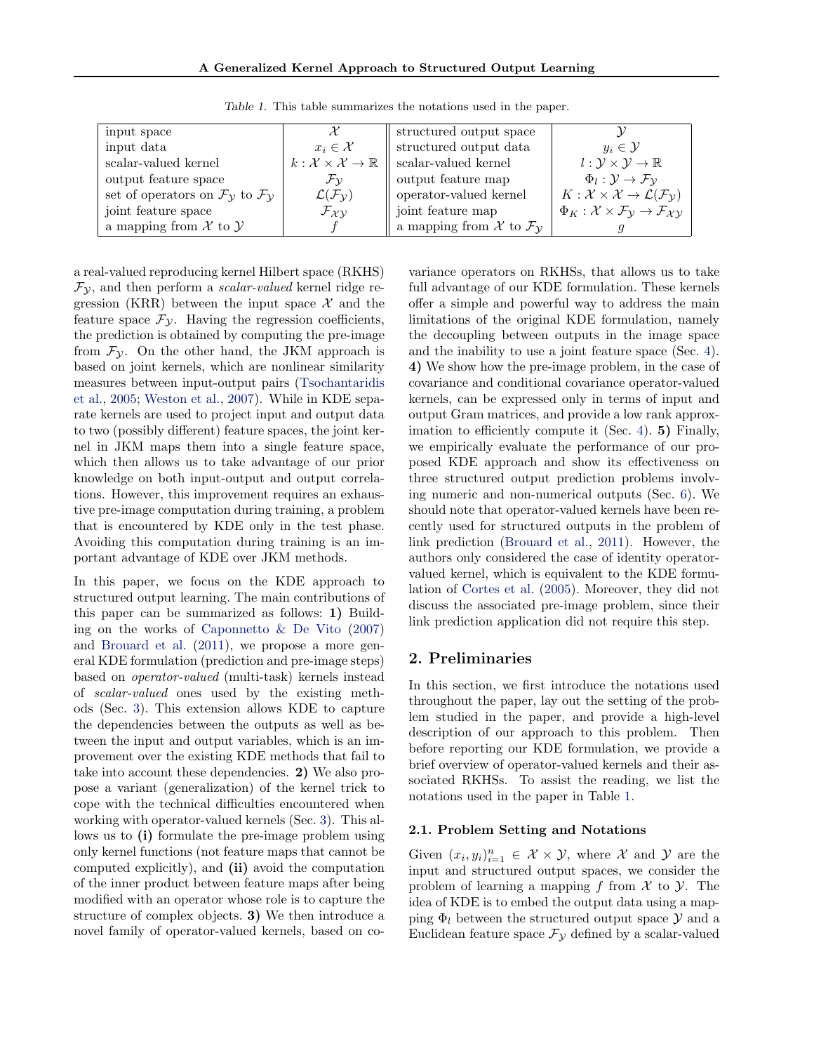Table 1. This table summarizes the notations used in the paper.

| | | | |
|---|---|---|---|
| input space | $\mathcal{X}$ | structured output space | $\mathcal{Y}$ |
| input data | $x_i \in \mathcal{X}$ | structured output data | $y_i \in \mathcal{Y}$ |
| scalar-valued kernel | $k : \mathcal{X} \times \mathcal{X} \to \mathbb{R}$ | scalar-valued kernel | $l : \mathcal{Y} \times \mathcal{Y} \to \mathbb{R}$ |
| output feature space | $\mathcal{F}_\mathcal{Y}$ | output feature map | $\Phi_l : \mathcal{Y} \to \mathcal{F}_\mathcal{Y}$ |
| set of operators on $\mathcal{F}_\mathcal{Y}$ to $\mathcal{F}_\mathcal{Y}$ | $\mathcal{L}(\mathcal{F}_\mathcal{Y})$ | operator-valued kernel | $K : \mathcal{X} \times \mathcal{X} \to \mathcal{L}(\mathcal{F}_\mathcal{Y})$ |
| joint feature space | $\mathcal{F}_{\mathcal{X}\mathcal{Y}}$ | joint feature map | $\Phi_K : \mathcal{X} \times \mathcal{F}_\mathcal{Y} \to \mathcal{F}_{\mathcal{X}\mathcal{Y}}$ |
| a mapping from $\mathcal{X}$ to $\mathcal{Y}$ | $f$ | a mapping from $\mathcal{X}$ to $\mathcal{F}_\mathcal{Y}$ | $g$ |

a real-valued reproducing kernel Hilbert space (RKHS) $\mathcal{F}_\mathcal{Y}$, and then perform a *scalar-valued* kernel ridge regression (KRR) between the input space $\mathcal{X}$ and the feature space $\mathcal{F}_\mathcal{Y}$. Having the regression coefficients, the prediction is obtained by computing the pre-image from $\mathcal{F}_\mathcal{Y}$. On the other hand, the JKM approach is based on joint kernels, which are nonlinear similarity measures between input-output pairs (Tsochantaridis et al., 2005; Weston et al., 2007). While in KDE separate kernels are used to project input and output data to two (possibly different) feature spaces, the joint kernel in JKM maps them into a single feature space, which then allows us to take advantage of our prior knowledge on both input-output and output correlations. However, this improvement requires an exhaustive pre-image computation during training, a problem that is encountered by KDE only in the test phase. Avoiding this computation during training is an important advantage of KDE over JKM methods.

In this paper, we focus on the KDE approach to structured output learning. The main contributions of this paper can be summarized as follows: **1)** Building on the works of Caponnetto & De Vito (2007) and Brouard et al. (2011), we propose a more general KDE formulation (prediction and pre-image steps) based on *operator-valued* (multi-task) kernels instead of *scalar-valued* ones used by the existing methods (Sec. 3). This extension allows KDE to capture the dependencies between the outputs as well as between the input and output variables, which is an improvement over the existing KDE methods that fail to take into account these dependencies. **2)** We also propose a variant (generalization) of the kernel trick to cope with the technical difficulties encountered when working with operator-valued kernels (Sec. 3). This allows us to **(i)** formulate the pre-image problem using only kernel functions (not feature maps that cannot be computed explicitly), and **(ii)** avoid the computation of the inner product between feature maps after being modified with an operator whose role is to capture the structure of complex objects. **3)** We then introduce a novel family of operator-valued kernels, based on covariance operators on RKHSs, that allows us to take full advantage of our KDE formulation. These kernels offer a simple and powerful way to address the main limitations of the original KDE formulation, namely the decoupling between outputs in the image space and the inability to use a joint feature space (Sec. 4). **4)** We show how the pre-image problem, in the case of covariance and conditional covariance operator-valued kernels, can be expressed only in terms of input and output Gram matrices, and provide a low rank approximation to efficiently compute it (Sec. 4). **5)** Finally, we empirically evaluate the performance of our proposed KDE approach and show its effectiveness on three structured output prediction problems involving numeric and non-numerical outputs (Sec. 6). We should note that operator-valued kernels have been recently used for structured outputs in the problem of link prediction (Brouard et al., 2011). However, the authors only considered the case of identity operator-valued kernel, which is equivalent to the KDE formulation of Cortes et al. (2005). Moreover, they did not discuss the associated pre-image problem, since their link prediction application did not require this step.

## 2. Preliminaries

In this section, we first introduce the notations used throughout the paper, lay out the setting of the problem studied in the paper, and provide a high-level description of our approach to this problem. Then before reporting our KDE formulation, we provide a brief overview of operator-valued kernels and their associated RKHSs. To assist the reading, we list the notations used in the paper in Table 1.

### 2.1. Problem Setting and Notations

Given $(x_i, y_i)_{i=1}^n \in \mathcal{X} \times \mathcal{Y}$, where $\mathcal{X}$ and $\mathcal{Y}$ are the input and structured output spaces, we consider the problem of learning a mapping $f$ from $\mathcal{X}$ to $\mathcal{Y}$. The idea of KDE is to embed the output data using a mapping $\Phi_l$ between the structured output space $\mathcal{Y}$ and a Euclidean feature space $\mathcal{F}_\mathcal{Y}$ defined by a scalar-valued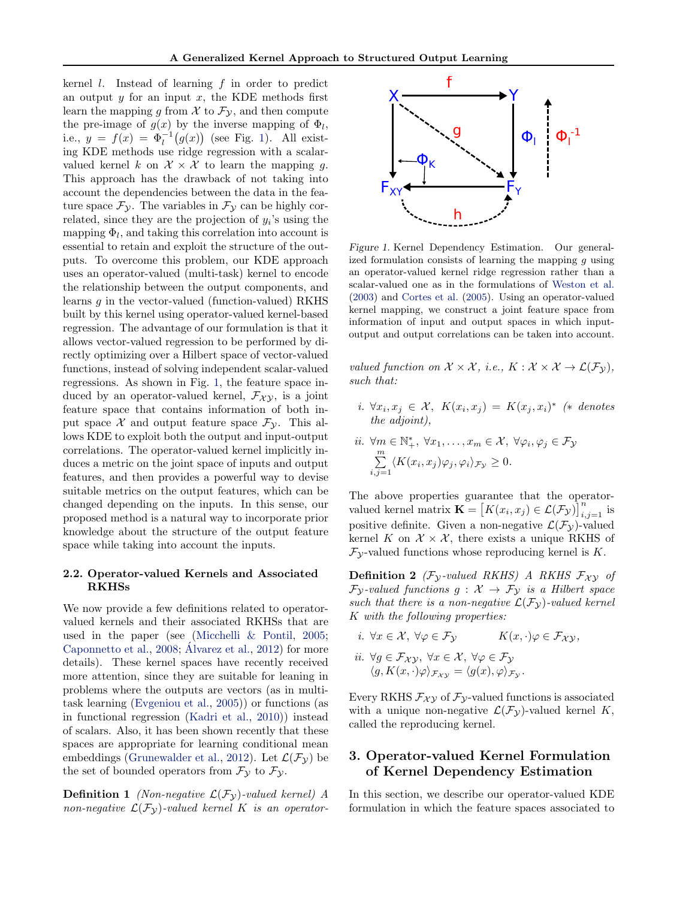kernel $l$. Instead of learning $f$ in order to predict an output $y$ for an input $x$, the KDE methods first learn the mapping $g$ from $\mathcal{X}$ to $\mathcal{F}_\mathcal{Y}$, and then compute the pre-image of $g(x)$ by the inverse mapping of $\Phi_l$, i.e., $y = f(x) = \Phi_l^{-1}\big(g(x)\big)$ (see Fig. 1). All existing KDE methods use ridge regression with a scalar-valued kernel $k$ on $\mathcal{X} \times \mathcal{X}$ to learn the mapping $g$. This approach has the drawback of not taking into account the dependencies between the data in the feature space $\mathcal{F}_\mathcal{Y}$. The variables in $\mathcal{F}_\mathcal{Y}$ can be highly correlated, since they are the projection of $y_i$'s using the mapping $\Phi_l$, and taking this correlation into account is essential to retain and exploit the structure of the outputs. To overcome this problem, our KDE approach uses an operator-valued (multi-task) kernel to encode the relationship between the output components, and learns $g$ in the vector-valued (function-valued) RKHS built by this kernel using operator-valued kernel-based regression. The advantage of our formulation is that it allows vector-valued regression to be performed by directly optimizing over a Hilbert space of vector-valued functions, instead of solving independent scalar-valued regressions. As shown in Fig. 1, the feature space induced by an operator-valued kernel, $\mathcal{F}_{\mathcal{X}\mathcal{Y}}$, is a joint feature space that contains information of both input space $\mathcal{X}$ and output feature space $\mathcal{F}_\mathcal{Y}$. This allows KDE to exploit both the output and input-output correlations. The operator-valued kernel implicitly induces a metric on the joint space of inputs and output features, and then provides a powerful way to devise suitable metrics on the output features, which can be changed depending on the inputs. In this sense, our proposed method is a natural way to incorporate prior knowledge about the structure of the output feature space while taking into account the inputs.

## 2.2. Operator-valued Kernels and Associated RKHSs

We now provide a few definitions related to operator-valued kernels and their associated RKHSs that are used in the paper (see (Micchelli & Pontil, 2005; Caponnetto et al., 2008; Álvarez et al., 2012) for more details). These kernel spaces have recently received more attention, since they are suitable for leaning in problems where the outputs are vectors (as in multi-task learning (Evgeniou et al., 2005)) or functions (as in functional regression (Kadri et al., 2010)) instead of scalars. Also, it has been shown recently that these spaces are appropriate for learning conditional mean embeddings (Grunewalder et al., 2012). Let $\mathcal{L}(\mathcal{F}_\mathcal{Y})$ be the set of bounded operators from $\mathcal{F}_\mathcal{Y}$ to $\mathcal{F}_\mathcal{Y}$.

Figure 1. Kernel Dependency Estimation. Our generalized formulation consists of learning the mapping $g$ using an operator-valued kernel ridge regression rather than a scalar-valued one as in the formulations of Weston et al. (2003) and Cortes et al. (2005). Using an operator-valued kernel mapping, we construct a joint feature space from information of input and output spaces in which input-output and output correlations can be taken into account.

**Definition 1** *(Non-negative $\mathcal{L}(\mathcal{F}_\mathcal{Y})$-valued kernel) A non-negative $\mathcal{L}(\mathcal{F}_\mathcal{Y})$-valued kernel $K$ is an operator-valued function on $\mathcal{X} \times \mathcal{X}$, i.e., $K : \mathcal{X} \times \mathcal{X} \to \mathcal{L}(\mathcal{F}_\mathcal{Y})$, such that:*

*i.* $\forall x_i, x_j \in \mathcal{X},\ K(x_i, x_j) = K(x_j, x_i)^*$ *($*$ denotes the adjoint),*

*ii.* $\forall m \in \mathbb{N}^*_+,\ \forall x_1, \ldots, x_m \in \mathcal{X},\ \forall \varphi_i, \varphi_j \in \mathcal{F}_\mathcal{Y}$
$\sum_{i,j=1}^{m} \langle K(x_i, x_j)\varphi_j, \varphi_i\rangle_{\mathcal{F}_\mathcal{Y}} \geq 0.$

The above properties guarantee that the operator-valued kernel matrix $\mathbf{K} = \big[K(x_i, x_j) \in \mathcal{L}(\mathcal{F}_\mathcal{Y})\big]_{i,j=1}^{n}$ is positive definite. Given a non-negative $\mathcal{L}(\mathcal{F}_\mathcal{Y})$-valued kernel $K$ on $\mathcal{X} \times \mathcal{X}$, there exists a unique RKHS of $\mathcal{F}_\mathcal{Y}$-valued functions whose reproducing kernel is $K$.

**Definition 2** *($\mathcal{F}_\mathcal{Y}$-valued RKHS) A RKHS $\mathcal{F}_{\mathcal{X}\mathcal{Y}}$ of $\mathcal{F}_\mathcal{Y}$-valued functions $g : \mathcal{X} \to \mathcal{F}_\mathcal{Y}$ is a Hilbert space such that there is a non-negative $\mathcal{L}(\mathcal{F}_\mathcal{Y})$-valued kernel $K$ with the following properties:*

*i.* $\forall x \in \mathcal{X},\ \forall \varphi \in \mathcal{F}_\mathcal{Y} \qquad K(x, \cdot)\varphi \in \mathcal{F}_{\mathcal{X}\mathcal{Y}},$

*ii.* $\forall g \in \mathcal{F}_{\mathcal{X}\mathcal{Y}},\ \forall x \in \mathcal{X},\ \forall \varphi \in \mathcal{F}_\mathcal{Y}$
$\langle g, K(x, \cdot)\varphi\rangle_{\mathcal{F}_{\mathcal{X}\mathcal{Y}}} = \langle g(x), \varphi\rangle_{\mathcal{F}_\mathcal{Y}}.$

Every RKHS $\mathcal{F}_{\mathcal{X}\mathcal{Y}}$ of $\mathcal{F}_\mathcal{Y}$-valued functions is associated with a unique non-negative $\mathcal{L}(\mathcal{F}_\mathcal{Y})$-valued kernel $K$, called the reproducing kernel.

# 3. Operator-valued Kernel Formulation of Kernel Dependency Estimation

In this section, we describe our operator-valued KDE formulation in which the feature spaces associated to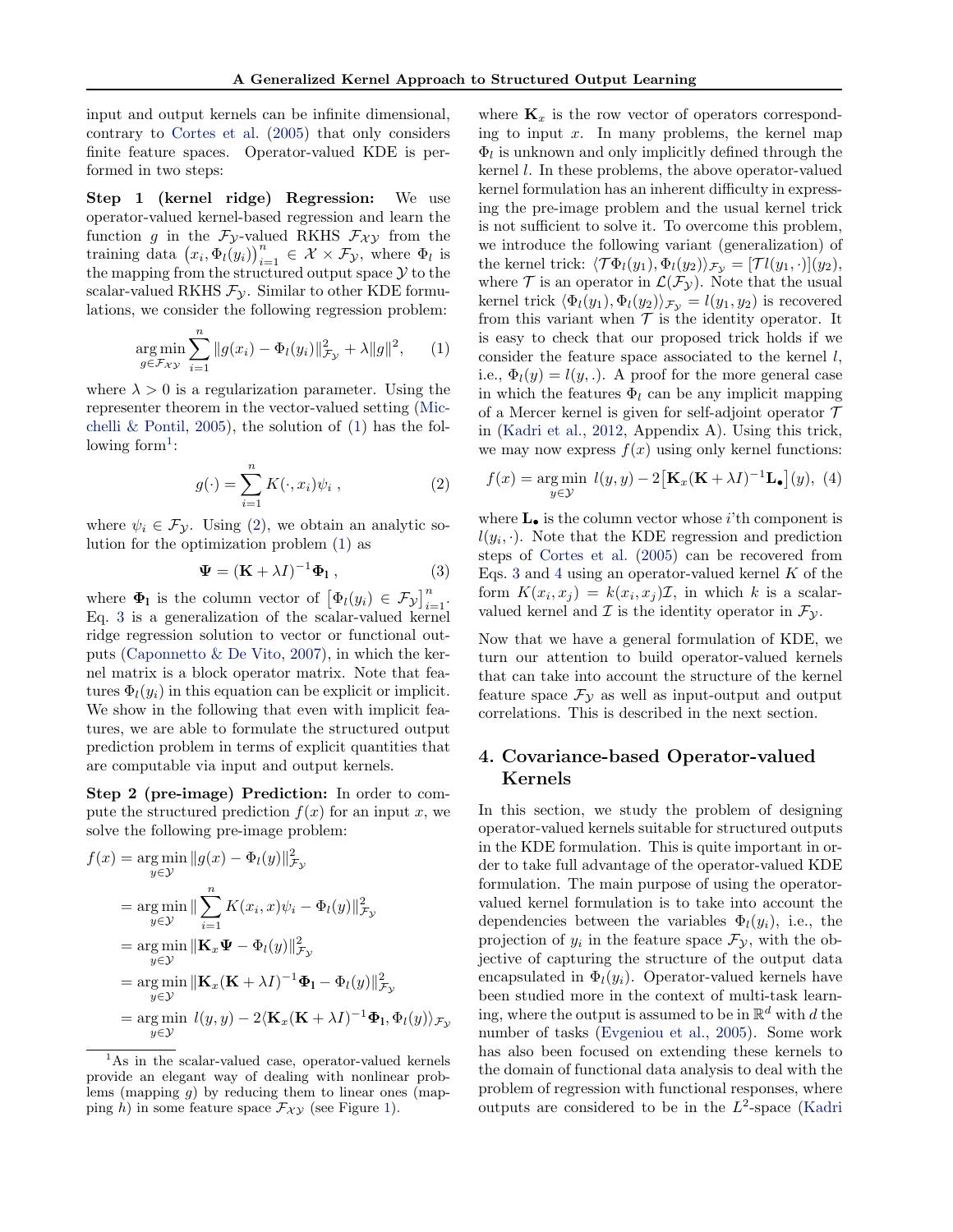input and output kernels can be infinite dimensional, contrary to Cortes et al. (2005) that only considers finite feature spaces. Operator-valued KDE is performed in two steps:

**Step 1 (kernel ridge) Regression:** We use operator-valued kernel-based regression and learn the function $g$ in the $\mathcal{F}_\mathcal{Y}$-valued RKHS $\mathcal{F}_{\mathcal{X}\mathcal{Y}}$ from the training data $\big(x_i, \Phi_l(y_i)\big)_{i=1}^n \in \mathcal{X} \times \mathcal{F}_\mathcal{Y}$, where $\Phi_l$ is the mapping from the structured output space $\mathcal{Y}$ to the scalar-valued RKHS $\mathcal{F}_\mathcal{Y}$. Similar to other KDE formulations, we consider the following regression problem:

$$\underset{g \in \mathcal{F}_{\mathcal{X}\mathcal{Y}}}{\arg\min} \sum_{i=1}^n \|g(x_i) - \Phi_l(y_i)\|^2_{\mathcal{F}_\mathcal{Y}} + \lambda \|g\|^2, \qquad (1)$$

where $\lambda > 0$ is a regularization parameter. Using the representer theorem in the vector-valued setting (Micchelli & Pontil, 2005), the solution of (1) has the following form[1]:

$$g(\cdot) = \sum_{i=1}^n K(\cdot, x_i)\psi_i \ , \qquad (2)$$

where $\psi_i \in \mathcal{F}_\mathcal{Y}$. Using (2), we obtain an analytic solution for the optimization problem (1) as

$$\mathbf{\Psi} = (\mathbf{K} + \lambda I)^{-1}\mathbf{\Phi_l} \ , \qquad (3)$$

where $\mathbf{\Phi_l}$ is the column vector of $\big[\Phi_l(y_i) \in \mathcal{F}_\mathcal{Y}\big]_{i=1}^n$. Eq. 3 is a generalization of the scalar-valued kernel ridge regression solution to vector or functional outputs (Caponnetto & De Vito, 2007), in which the kernel matrix is a block operator matrix. Note that features $\Phi_l(y_i)$ in this equation can be explicit or implicit. We show in the following that even with implicit features, we are able to formulate the structured output prediction problem in terms of explicit quantities that are computable via input and output kernels.

**Step 2 (pre-image) Prediction:** In order to compute the structured prediction $f(x)$ for an input $x$, we solve the following pre-image problem:

$$\begin{aligned}
f(x) &= \underset{y \in \mathcal{Y}}{\arg\min} \|g(x) - \Phi_l(y)\|^2_{\mathcal{F}_\mathcal{Y}} \\
&= \underset{y \in \mathcal{Y}}{\arg\min} \|\sum_{i=1}^n K(x_i, x)\psi_i - \Phi_l(y)\|^2_{\mathcal{F}_\mathcal{Y}} \\
&= \underset{y \in \mathcal{Y}}{\arg\min} \|\mathbf{K}_x \mathbf{\Psi} - \Phi_l(y)\|^2_{\mathcal{F}_\mathcal{Y}} \\
&= \underset{y \in \mathcal{Y}}{\arg\min} \|\mathbf{K}_x(\mathbf{K} + \lambda I)^{-1}\mathbf{\Phi_l} - \Phi_l(y)\|^2_{\mathcal{F}_\mathcal{Y}} \\
&= \underset{y \in \mathcal{Y}}{\arg\min} \ l(y,y) - 2\langle \mathbf{K}_x(\mathbf{K} + \lambda I)^{-1}\mathbf{\Phi_l}, \Phi_l(y)\rangle_{\mathcal{F}_\mathcal{Y}}
\end{aligned}$$

where $\mathbf{K}_x$ is the row vector of operators corresponding to input $x$. In many problems, the kernel map $\Phi_l$ is unknown and only implicitly defined through the kernel $l$. In these problems, the above operator-valued kernel formulation has an inherent difficulty in expressing the pre-image problem and the usual kernel trick is not sufficient to solve it. To overcome this problem, we introduce the following variant (generalization) of the kernel trick: $\langle \mathcal{T}\Phi_l(y_1), \Phi_l(y_2)\rangle_{\mathcal{F}_\mathcal{Y}} = [\mathcal{T} l(y_1, \cdot)](y_2)$, where $\mathcal{T}$ is an operator in $\mathcal{L}(\mathcal{F}_\mathcal{Y})$. Note that the usual kernel trick $\langle \Phi_l(y_1), \Phi_l(y_2)\rangle_{\mathcal{F}_\mathcal{Y}} = l(y_1, y_2)$ is recovered from this variant when $\mathcal{T}$ is the identity operator. It is easy to check that our proposed trick holds if we consider the feature space associated to the kernel $l$, i.e., $\Phi_l(y) = l(y, .)$. A proof for the more general case in which the features $\Phi_l$ can be any implicit mapping of a Mercer kernel is given for self-adjoint operator $\mathcal{T}$ in (Kadri et al., 2012, Appendix A). Using this trick, we may now express $f(x)$ using only kernel functions:

$$f(x) = \underset{y \in \mathcal{Y}}{\arg\min} \ l(y,y) - 2\big[\mathbf{K}_x(\mathbf{K} + \lambda I)^{-1}\mathbf{L}_\bullet\big](y), \ (4)$$

where $\mathbf{L}_\bullet$ is the column vector whose $i$'th component is $l(y_i, \cdot)$. Note that the KDE regression and prediction steps of Cortes et al. (2005) can be recovered from Eqs. 3 and 4 using an operator-valued kernel $K$ of the form $K(x_i, x_j) = k(x_i, x_j)\mathcal{I}$, in which $k$ is a scalar-valued kernel and $\mathcal{I}$ is the identity operator in $\mathcal{F}_\mathcal{Y}$.

Now that we have a general formulation of KDE, we turn our attention to build operator-valued kernels that can take into account the structure of the kernel feature space $\mathcal{F}_\mathcal{Y}$ as well as input-output and output correlations. This is described in the next section.

## 4. Covariance-based Operator-valued Kernels

In this section, we study the problem of designing operator-valued kernels suitable for structured outputs in the KDE formulation. This is quite important in order to take full advantage of the operator-valued KDE formulation. The main purpose of using the operator-valued kernel formulation is to take into account the dependencies between the variables $\Phi_l(y_i)$, i.e., the projection of $y_i$ in the feature space $\mathcal{F}_\mathcal{Y}$, with the objective of capturing the structure of the output data encapsulated in $\Phi_l(y_i)$. Operator-valued kernels have been studied more in the context of multi-task learning, where the output is assumed to be in $\mathbb{R}^d$ with $d$ the number of tasks (Evgeniou et al., 2005). Some work has also been focused on extending these kernels to the domain of functional data analysis to deal with the problem of regression with functional responses, where outputs are considered to be in the $L^2$-space (Kadri

[1] As in the scalar-valued case, operator-valued kernels provide an elegant way of dealing with nonlinear problems (mapping $g$) by reducing them to linear ones (mapping $h$) in some feature space $\mathcal{F}_{\mathcal{X}\mathcal{Y}}$ (see Figure 1).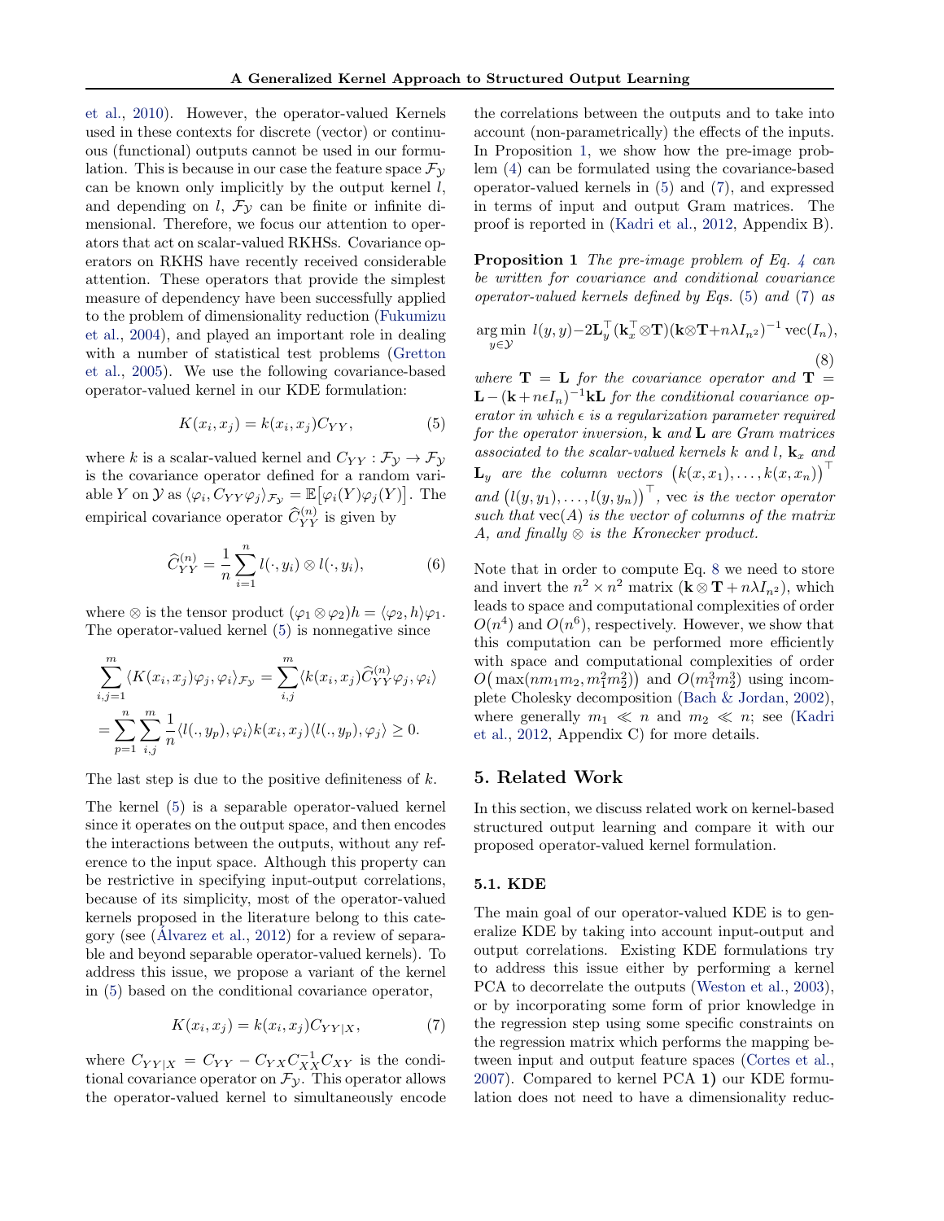et al., 2010). However, the operator-valued Kernels used in these contexts for discrete (vector) or continuous (functional) outputs cannot be used in our formulation. This is because in our case the feature space $\mathcal{F}_\mathcal{Y}$ can be known only implicitly by the output kernel $l$, and depending on $l$, $\mathcal{F}_\mathcal{Y}$ can be finite or infinite dimensional. Therefore, we focus our attention to operators that act on scalar-valued RKHSs. Covariance operators on RKHS have recently received considerable attention. These operators that provide the simplest measure of dependency have been successfully applied to the problem of dimensionality reduction (Fukumizu et al., 2004), and played an important role in dealing with a number of statistical test problems (Gretton et al., 2005). We use the following covariance-based operator-valued kernel in our KDE formulation:

$$K(x_i, x_j) = k(x_i, x_j) C_{YY}, \tag{5}$$

where $k$ is a scalar-valued kernel and $C_{YY} : \mathcal{F}_\mathcal{Y} \to \mathcal{F}_\mathcal{Y}$ is the covariance operator defined for a random variable $Y$ on $\mathcal{Y}$ as $\langle \varphi_i, C_{YY} \varphi_j \rangle_{\mathcal{F}_\mathcal{Y}} = \mathbb{E}\big[\varphi_i(Y)\varphi_j(Y)\big]$. The empirical covariance operator $\widehat{C}_{YY}^{(n)}$ is given by

$$\widehat{C}_{YY}^{(n)} = \frac{1}{n} \sum_{i=1}^{n} l(\cdot, y_i) \otimes l(\cdot, y_i), \tag{6}$$

where $\otimes$ is the tensor product $(\varphi_1 \otimes \varphi_2)h = \langle \varphi_2, h \rangle \varphi_1$. The operator-valued kernel (5) is nonnegative since

$$\begin{aligned}
\sum_{i,j=1}^{m} \langle K(x_i, x_j)\varphi_j, \varphi_i \rangle_{\mathcal{F}_\mathcal{Y}} &= \sum_{i,j}^{m} \langle k(x_i, x_j) \widehat{C}_{YY}^{(n)} \varphi_j, \varphi_i \rangle \\
= \sum_{p=1}^{n} \sum_{i,j}^{m} \frac{1}{n} \langle l(., y_p), \varphi_i \rangle k(x_i, x_j) &\langle l(., y_p), \varphi_j \rangle \geq 0.
\end{aligned}$$

The last step is due to the positive definiteness of $k$.

The kernel (5) is a separable operator-valued kernel since it operates on the output space, and then encodes the interactions between the outputs, without any reference to the input space. Although this property can be restrictive in specifying input-output correlations, because of its simplicity, most of the operator-valued kernels proposed in the literature belong to this category (see (Álvarez et al., 2012) for a review of separable and beyond separable operator-valued kernels). To address this issue, we propose a variant of the kernel in (5) based on the conditional covariance operator,

$$K(x_i, x_j) = k(x_i, x_j) C_{YY|X}, \tag{7}$$

where $C_{YY|X} = C_{YY} - C_{YX} C_{XX}^{-1} C_{XY}$ is the conditional covariance operator on $\mathcal{F}_\mathcal{Y}$. This operator allows the operator-valued kernel to simultaneously encode the correlations between the outputs and to take into account (non-parametrically) the effects of the inputs. In Proposition 1, we show how the pre-image problem (4) can be formulated using the covariance-based operator-valued kernels in (5) and (7), and expressed in terms of input and output Gram matrices. The proof is reported in (Kadri et al., 2012, Appendix B).

**Proposition 1** *The pre-image problem of Eq. 4 can be written for covariance and conditional covariance operator-valued kernels defined by Eqs. (5) and (7) as*

$$\arg\min_{y \in \mathcal{Y}} \; l(y, y) - 2\mathbf{L}_y^\top (\mathbf{k}_x^\top \otimes \mathbf{T})(\mathbf{k} \otimes \mathbf{T} + n\lambda I_{n^2})^{-1} \operatorname{vec}(I_n), \tag{8}$$

*where $\mathbf{T} = \mathbf{L}$ for the covariance operator and $\mathbf{T} = \mathbf{L} - (\mathbf{k} + n\epsilon I_n)^{-1}\mathbf{k}\mathbf{L}$ for the conditional covariance operator in which $\epsilon$ is a regularization parameter required for the operator inversion, $\mathbf{k}$ and $\mathbf{L}$ are Gram matrices associated to the scalar-valued kernels $k$ and $l$, $\mathbf{k}_x$ and $\mathbf{L}_y$ are the column vectors $\big(k(x, x_1), \ldots, k(x, x_n)\big)^\top$ and $\big(l(y, y_1), \ldots, l(y, y_n)\big)^\top$, vec is the vector operator such that vec$(A)$ is the vector of columns of the matrix $A$, and finally $\otimes$ is the Kronecker product.*

Note that in order to compute Eq. 8 we need to store and invert the $n^2 \times n^2$ matrix $(\mathbf{k} \otimes \mathbf{T} + n\lambda I_{n^2})$, which leads to space and computational complexities of order $O(n^4)$ and $O(n^6)$, respectively. However, we show that this computation can be performed more efficiently with space and computational complexities of order $O\big(\max(nm_1m_2, m_1^2m_2^2)\big)$ and $O(m_1^3m_2^3)$ using incomplete Cholesky decomposition (Bach & Jordan, 2002), where generally $m_1 \ll n$ and $m_2 \ll n$; see (Kadri et al., 2012, Appendix C) for more details.

## 5. Related Work

In this section, we discuss related work on kernel-based structured output learning and compare it with our proposed operator-valued kernel formulation.

### 5.1. KDE

The main goal of our operator-valued KDE is to generalize KDE by taking into account input-output and output correlations. Existing KDE formulations try to address this issue either by performing a kernel PCA to decorrelate the outputs (Weston et al., 2003), or by incorporating some form of prior knowledge in the regression step using some specific constraints on the regression matrix which performs the mapping between input and output feature spaces (Cortes et al., 2007). Compared to kernel PCA **1)** our KDE formulation does not need to have a dimensionality reduc-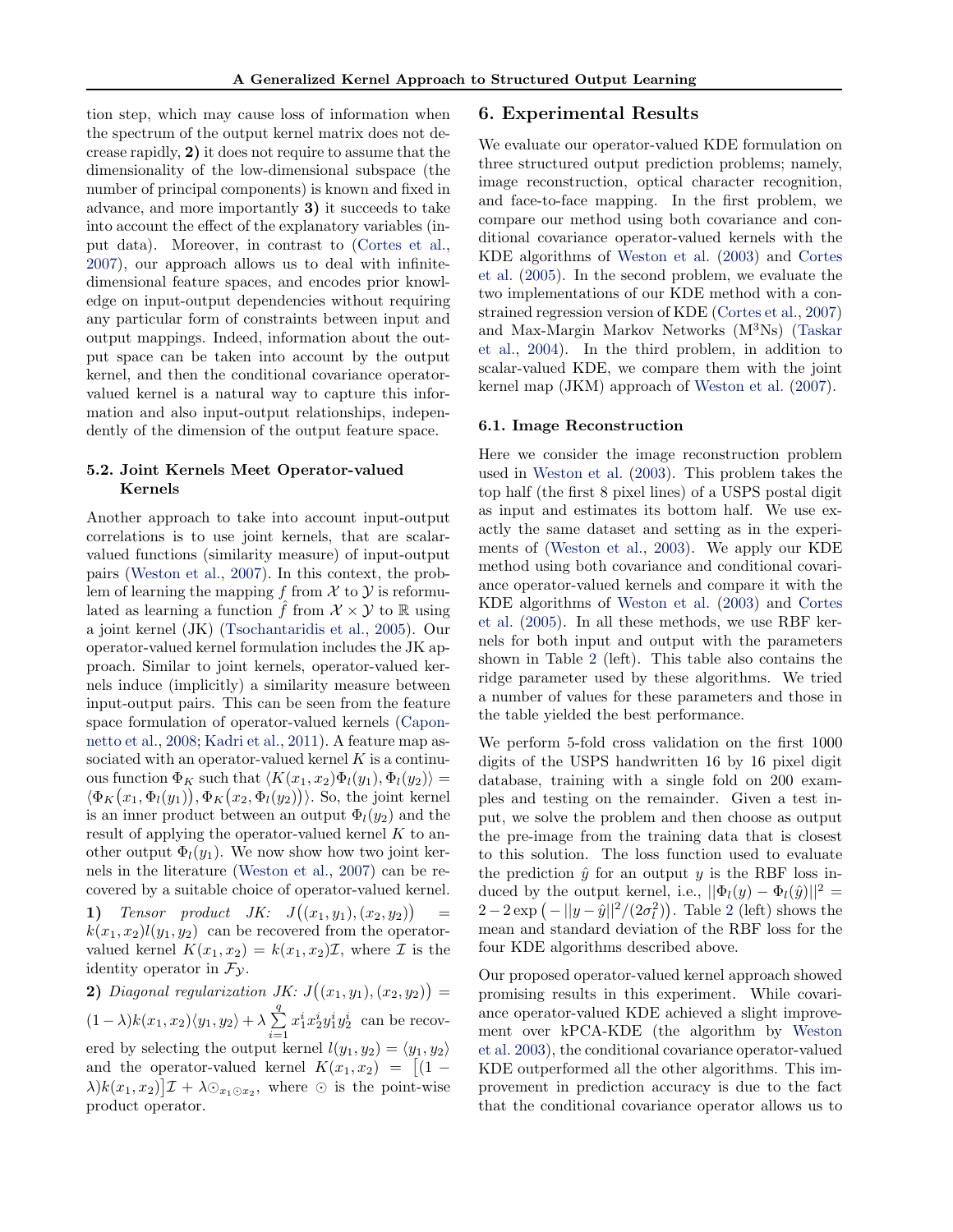tion step, which may cause loss of information when the spectrum of the output kernel matrix does not decrease rapidly, **2)** it does not require to assume that the dimensionality of the low-dimensional subspace (the number of principal components) is known and fixed in advance, and more importantly **3)** it succeeds to take into account the effect of the explanatory variables (input data). Moreover, in contrast to (Cortes et al., 2007), our approach allows us to deal with infinite-dimensional feature spaces, and encodes prior knowledge on input-output dependencies without requiring any particular form of constraints between input and output mappings. Indeed, information about the output space can be taken into account by the output kernel, and then the conditional covariance operator-valued kernel is a natural way to capture this information and also input-output relationships, independently of the dimension of the output feature space.

### 5.2. Joint Kernels Meet Operator-valued Kernels

Another approach to take into account input-output correlations is to use joint kernels, that are scalar-valued functions (similarity measure) of input-output pairs (Weston et al., 2007). In this context, the problem of learning the mapping $f$ from $\mathcal{X}$ to $\mathcal{Y}$ is reformulated as learning a function $\hat{f}$ from $\mathcal{X} \times \mathcal{Y}$ to $\mathbb{R}$ using a joint kernel (JK) (Tsochantaridis et al., 2005). Our operator-valued kernel formulation includes the JK approach. Similar to joint kernels, operator-valued kernels induce (implicitly) a similarity measure between input-output pairs. This can be seen from the feature space formulation of operator-valued kernels (Caponnetto et al., 2008; Kadri et al., 2011). A feature map associated with an operator-valued kernel $K$ is a continuous function $\Phi_K$ such that $\langle K(x_1, x_2)\Phi_l(y_1), \Phi_l(y_2)\rangle = \langle \Phi_K\big(x_1, \Phi_l(y_1)\big), \Phi_K\big(x_2, \Phi_l(y_2)\big)\rangle$. So, the joint kernel is an inner product between an output $\Phi_l(y_2)$ and the result of applying the operator-valued kernel $K$ to another output $\Phi_l(y_1)$. We now show how two joint kernels in the literature (Weston et al., 2007) can be recovered by a suitable choice of operator-valued kernel.

**1)** *Tensor product JK:* $J\big((x_1, y_1), (x_2, y_2)\big) = k(x_1, x_2)l(y_1, y_2)$ can be recovered from the operator-valued kernel $K(x_1, x_2) = k(x_1, x_2)\mathcal{I}$, where $\mathcal{I}$ is the identity operator in $\mathcal{F}_\mathcal{Y}$.

**2)** *Diagonal regularization JK:* $J\big((x_1, y_1), (x_2, y_2)\big) = (1-\lambda)k(x_1, x_2)\langle y_1, y_2\rangle + \lambda \sum_{i=1}^{q} x_1^i x_2^i y_1^i y_2^i$ can be recovered by selecting the output kernel $l(y_1, y_2) = \langle y_1, y_2\rangle$ and the operator-valued kernel $K(x_1, x_2) = \big[(1-\lambda)k(x_1, x_2)\big]\mathcal{I} + \lambda \odot_{x_1 \odot x_2}$, where $\odot$ is the point-wise product operator.

## 6. Experimental Results

We evaluate our operator-valued KDE formulation on three structured output prediction problems; namely, image reconstruction, optical character recognition, and face-to-face mapping. In the first problem, we compare our method using both covariance and conditional covariance operator-valued kernels with the KDE algorithms of Weston et al. (2003) and Cortes et al. (2005). In the second problem, we evaluate the two implementations of our KDE method with a constrained regression version of KDE (Cortes et al., 2007) and Max-Margin Markov Networks (M[3]Ns) (Taskar et al., 2004). In the third problem, in addition to scalar-valued KDE, we compare them with the joint kernel map (JKM) approach of Weston et al. (2007).

### 6.1. Image Reconstruction

Here we consider the image reconstruction problem used in Weston et al. (2003). This problem takes the top half (the first 8 pixel lines) of a USPS postal digit as input and estimates its bottom half. We use exactly the same dataset and setting as in the experiments of (Weston et al., 2003). We apply our KDE method using both covariance and conditional covariance operator-valued kernels and compare it with the KDE algorithms of Weston et al. (2003) and Cortes et al. (2005). In all these methods, we use RBF kernels for both input and output with the parameters shown in Table 2 (left). This table also contains the ridge parameter used by these algorithms. We tried a number of values for these parameters and those in the table yielded the best performance.

We perform 5-fold cross validation on the first 1000 digits of the USPS handwritten 16 by 16 pixel digit database, training with a single fold on 200 examples and testing on the remainder. Given a test input, we solve the problem and then choose as output the pre-image from the training data that is closest to this solution. The loss function used to evaluate the prediction $\hat{y}$ for an output $y$ is the RBF loss induced by the output kernel, i.e., $||\Phi_l(y) - \Phi_l(\hat{y})||^2 = 2 - 2\exp\big(-||y-\hat{y}||^2/(2\sigma_l^2)\big)$. Table 2 (left) shows the mean and standard deviation of the RBF loss for the four KDE algorithms described above.

Our proposed operator-valued kernel approach showed promising results in this experiment. While covariance operator-valued KDE achieved a slight improvement over kPCA-KDE (the algorithm by Weston et al. 2003), the conditional covariance operator-valued KDE outperformed all the other algorithms. This improvement in prediction accuracy is due to the fact that the conditional covariance operator allows us to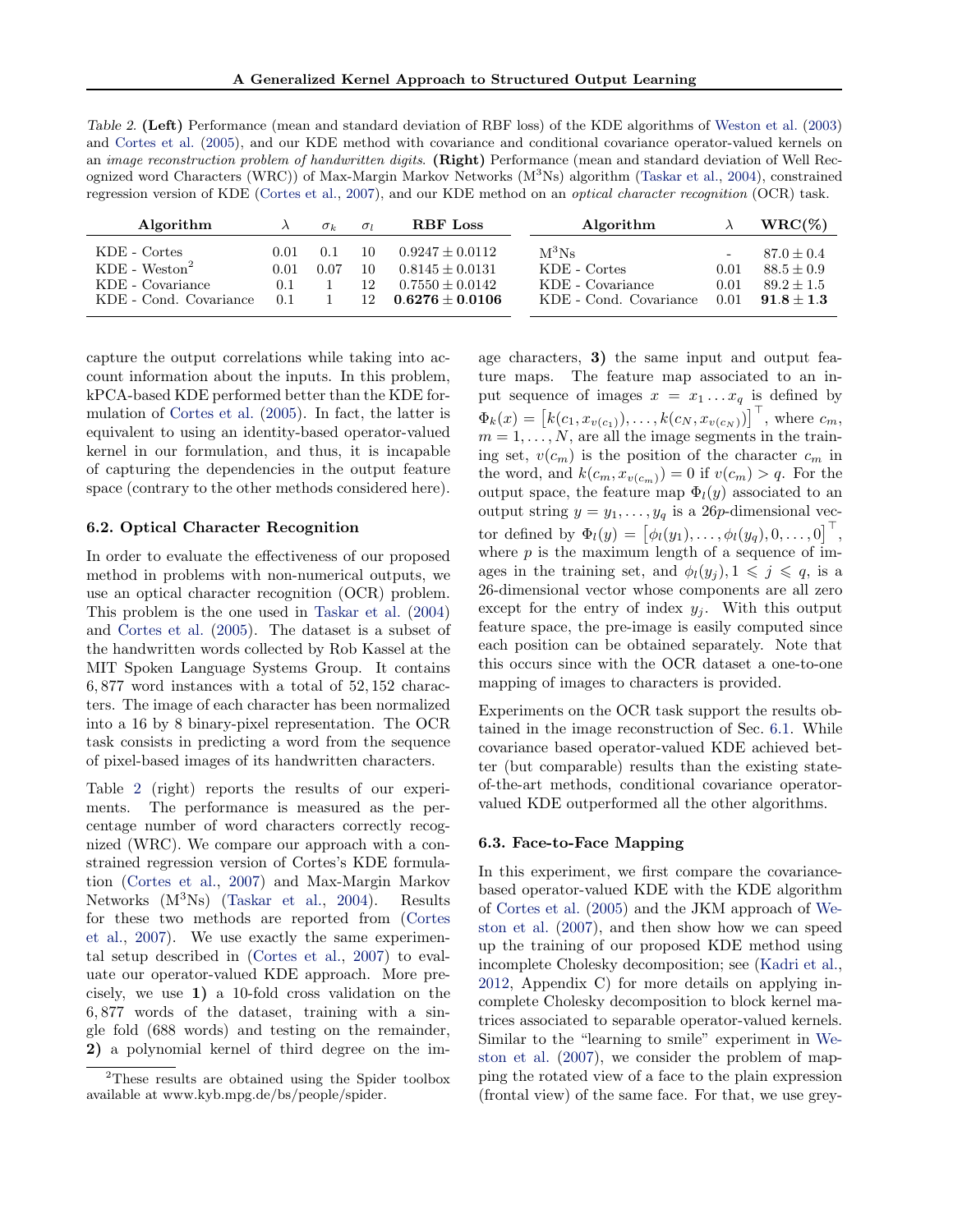*Table 2.* **(Left)** Performance (mean and standard deviation of RBF loss) of the KDE algorithms of Weston et al. (2003) and Cortes et al. (2005), and our KDE method with covariance and conditional covariance operator-valued kernels on an *image reconstruction problem of handwritten digits*. **(Right)** Performance (mean and standard deviation of Well Recognized word Characters (WRC)) of Max-Margin Markov Networks ($M^3Ns$) algorithm (Taskar et al., 2004), constrained regression version of KDE (Cortes et al., 2007), and our KDE method on an *optical character recognition* (OCR) task.

| Algorithm | $\lambda$ | $\sigma_k$ | $\sigma_l$ | RBF Loss |
|---|---|---|---|---|
| KDE - Cortes | 0.01 | 0.1 | 10 | $0.9247 \pm 0.0112$ |
| KDE - Weston[2] | 0.01 | 0.07 | 10 | $0.8145 \pm 0.0131$ |
| KDE - Covariance | 0.1 | 1 | 12 | $0.7550 \pm 0.0142$ |
| KDE - Cond. Covariance | 0.1 | 1 | 12 | $\mathbf{0.6276 \pm 0.0106}$ |

| Algorithm | $\lambda$ | WRC(%) |
|---|---|---|
| $M^3Ns$ | - | $87.0 \pm 0.4$ |
| KDE - Cortes | 0.01 | $88.5 \pm 0.9$ |
| KDE - Covariance | 0.01 | $89.2 \pm 1.5$ |
| KDE - Cond. Covariance | 0.01 | $\mathbf{91.8 \pm 1.3}$ |

capture the output correlations while taking into account information about the inputs. In this problem, kPCA-based KDE performed better than the KDE formulation of Cortes et al. (2005). In fact, the latter is equivalent to using an identity-based operator-valued kernel in our formulation, and thus, it is incapable of capturing the dependencies in the output feature space (contrary to the other methods considered here).

### 6.2. Optical Character Recognition

In order to evaluate the effectiveness of our proposed method in problems with non-numerical outputs, we use an optical character recognition (OCR) problem. This problem is the one used in Taskar et al. (2004) and Cortes et al. (2005). The dataset is a subset of the handwritten words collected by Rob Kassel at the MIT Spoken Language Systems Group. It contains 6,877 word instances with a total of 52,152 characters. The image of each character has been normalized into a 16 by 8 binary-pixel representation. The OCR task consists in predicting a word from the sequence of pixel-based images of its handwritten characters.

Table 2 (right) reports the results of our experiments. The performance is measured as the percentage number of word characters correctly recognized (WRC). We compare our approach with a constrained regression version of Cortes's KDE formulation (Cortes et al., 2007) and Max-Margin Markov Networks ($M^3Ns$) (Taskar et al., 2004). Results for these two methods are reported from (Cortes et al., 2007). We use exactly the same experimental setup described in (Cortes et al., 2007) to evaluate our operator-valued KDE approach. More precisely, we use **1)** a 10-fold cross validation on the 6,877 words of the dataset, training with a single fold (688 words) and testing on the remainder, **2)** a polynomial kernel of third degree on the image characters, **3)** the same input and output feature maps. The feature map associated to an input sequence of images $x = x_1 \dots x_q$ is defined by $\Phi_k(x) = \left[k(c_1, x_{v(c_1)}), \dots, k(c_N, x_{v(c_N)})\right]^\top$, where $c_m$, $m = 1, \dots, N$, are all the image segments in the training set, $v(c_m)$ is the position of the character $c_m$ in the word, and $k(c_m, x_{v(c_m)}) = 0$ if $v(c_m) > q$. For the output space, the feature map $\Phi_l(y)$ associated to an output string $y = y_1, \dots, y_q$ is a $26p$-dimensional vector defined by $\Phi_l(y) = \left[\phi_l(y_1), \dots, \phi_l(y_q), 0, \dots, 0\right]^\top$, where $p$ is the maximum length of a sequence of images in the training set, and $\phi_l(y_j), 1 \leqslant j \leqslant q$, is a 26-dimensional vector whose components are all zero except for the entry of index $y_j$. With this output feature space, the pre-image is easily computed since each position can be obtained separately. Note that this occurs since with the OCR dataset a one-to-one mapping of images to characters is provided.

Experiments on the OCR task support the results obtained in the image reconstruction of Sec. 6.1. While covariance based operator-valued KDE achieved better (but comparable) results than the existing state-of-the-art methods, conditional covariance operator-valued KDE outperformed all the other algorithms.

### 6.3. Face-to-Face Mapping

In this experiment, we first compare the covariance-based operator-valued KDE with the KDE algorithm of Cortes et al. (2005) and the JKM approach of Weston et al. (2007), and then show how we can speed up the training of our proposed KDE method using incomplete Cholesky decomposition; see (Kadri et al., 2012, Appendix C) for more details on applying incomplete Cholesky decomposition to block kernel matrices associated to separable operator-valued kernels. Similar to the "learning to smile" experiment in Weston et al. (2007), we consider the problem of mapping the rotated view of a face to the plain expression (frontal view) of the same face. For that, we use grey-

[2]These results are obtained using the Spider toolbox available at www.kyb.mpg.de/bs/people/spider.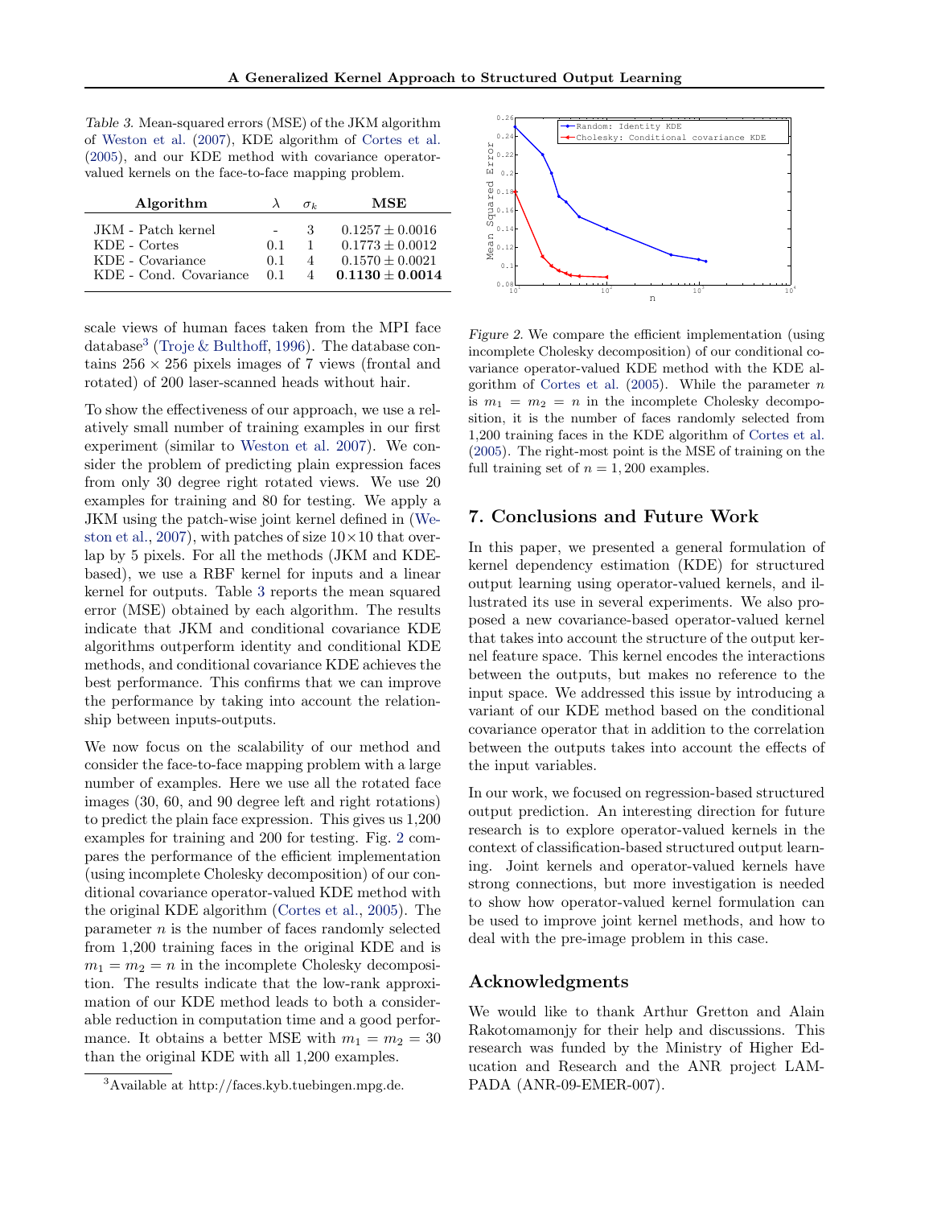*Table 3.* Mean-squared errors (MSE) of the JKM algorithm of Weston et al. (2007), KDE algorithm of Cortes et al. (2005), and our KDE method with covariance operator-valued kernels on the face-to-face mapping problem.

| Algorithm | $\lambda$ | $\sigma_k$ | MSE |
|---|---|---|---|
| JKM - Patch kernel | - | 3 | $0.1257 \pm 0.0016$ |
| KDE - Cortes | 0.1 | 1 | $0.1773 \pm 0.0012$ |
| KDE - Covariance | 0.1 | 4 | $0.1570 \pm 0.0021$ |
| KDE - Cond. Covariance | 0.1 | 4 | $\mathbf{0.1130 \pm 0.0014}$ |

scale views of human faces taken from the MPI face database[3] (Troje & Bulthoff, 1996). The database contains $256 \times 256$ pixels images of 7 views (frontal and rotated) of 200 laser-scanned heads without hair.

To show the effectiveness of our approach, we use a relatively small number of training examples in our first experiment (similar to Weston et al. 2007). We consider the problem of predicting plain expression faces from only 30 degree right rotated views. We use 20 examples for training and 80 for testing. We apply a JKM using the patch-wise joint kernel defined in (Weston et al., 2007), with patches of size $10\times 10$ that overlap by 5 pixels. For all the methods (JKM and KDE-based), we use a RBF kernel for inputs and a linear kernel for outputs. Table 3 reports the mean squared error (MSE) obtained by each algorithm. The results indicate that JKM and conditional covariance KDE algorithms outperform identity and conditional KDE methods, and conditional covariance KDE achieves the best performance. This confirms that we can improve the performance by taking into account the relationship between inputs-outputs.

We now focus on the scalability of our method and consider the face-to-face mapping problem with a large number of examples. Here we use all the rotated face images (30, 60, and 90 degree left and right rotations) to predict the plain face expression. This gives us 1,200 examples for training and 200 for testing. Fig. 2 compares the performance of the efficient implementation (using incomplete Cholesky decomposition) of our conditional covariance operator-valued KDE method with the original KDE algorithm (Cortes et al., 2005). The parameter $n$ is the number of faces randomly selected from 1,200 training faces in the original KDE and is $m_1 = m_2 = n$ in the incomplete Cholesky decomposition. The results indicate that the low-rank approximation of our KDE method leads to both a considerable reduction in computation time and a good performance. It obtains a better MSE with $m_1 = m_2 = 30$ than the original KDE with all 1,200 examples.

[3]Available at http://faces.kyb.tuebingen.mpg.de.

*Figure 2.* We compare the efficient implementation (using incomplete Cholesky decomposition) of our conditional covariance operator-valued KDE method with the KDE algorithm of Cortes et al. (2005). While the parameter $n$ is $m_1 = m_2 = n$ in the incomplete Cholesky decomposition, it is the number of faces randomly selected from 1,200 training faces in the KDE algorithm of Cortes et al. (2005). The right-most point is the MSE of training on the full training set of $n = 1,200$ examples.

## 7. Conclusions and Future Work

In this paper, we presented a general formulation of kernel dependency estimation (KDE) for structured output learning using operator-valued kernels, and illustrated its use in several experiments. We also proposed a new covariance-based operator-valued kernel that takes into account the structure of the output kernel feature space. This kernel encodes the interactions between the outputs, but makes no reference to the input space. We addressed this issue by introducing a variant of our KDE method based on the conditional covariance operator that in addition to the correlation between the outputs takes into account the effects of the input variables.

In our work, we focused on regression-based structured output prediction. An interesting direction for future research is to explore operator-valued kernels in the context of classification-based structured output learning. Joint kernels and operator-valued kernels have strong connections, but more investigation is needed to show how operator-valued kernel formulation can be used to improve joint kernel methods, and how to deal with the pre-image problem in this case.

## Acknowledgments

We would like to thank Arthur Gretton and Alain Rakotomamonjy for their help and discussions. This research was funded by the Ministry of Higher Education and Research and the ANR project LAMPADA (ANR-09-EMER-007).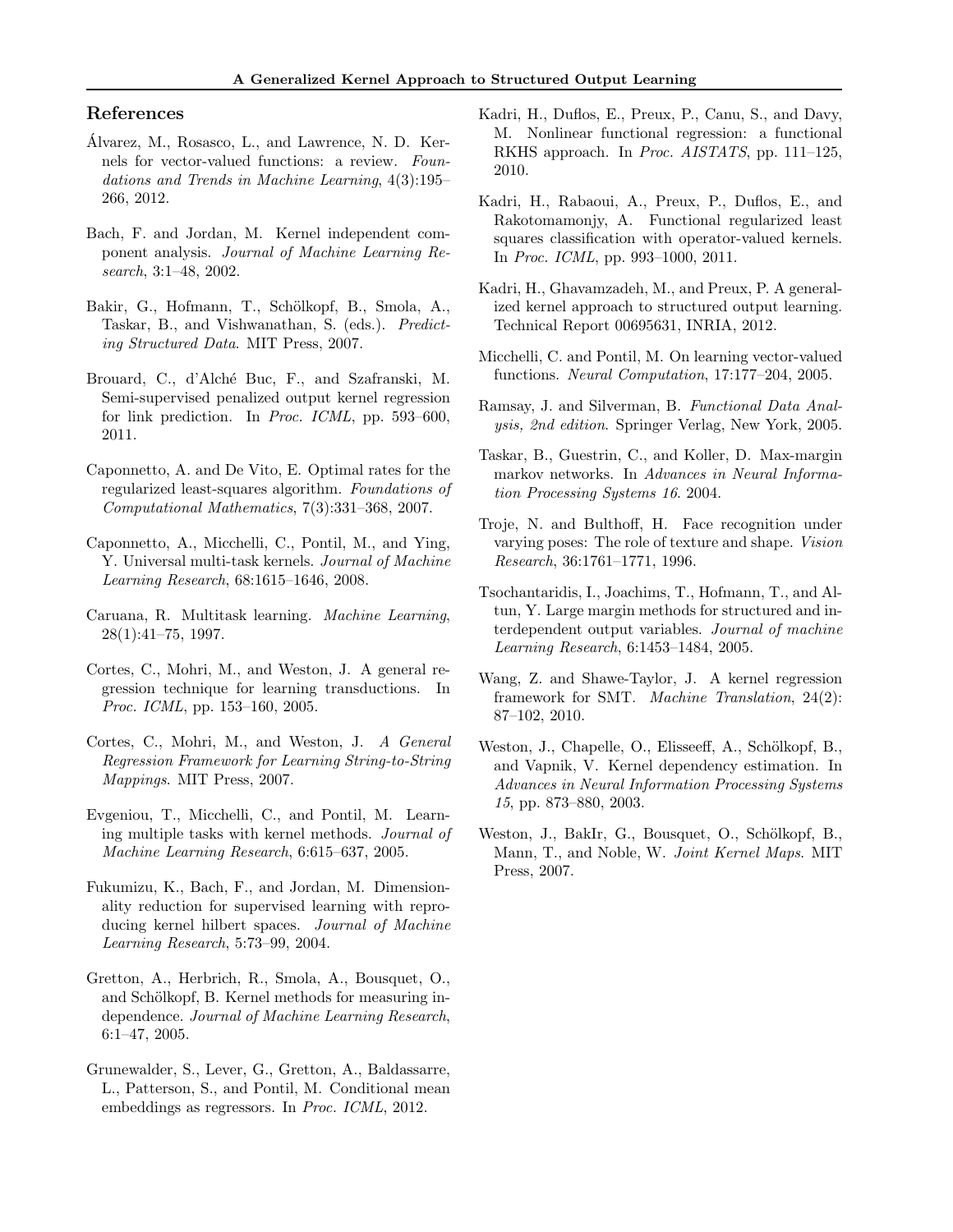## References

Álvarez, M., Rosasco, L., and Lawrence, N. D. Kernels for vector-valued functions: a review. *Foundations and Trends in Machine Learning*, 4(3):195–266, 2012.

Bach, F. and Jordan, M. Kernel independent component analysis. *Journal of Machine Learning Research*, 3:1–48, 2002.

Bakir, G., Hofmann, T., Schölkopf, B., Smola, A., Taskar, B., and Vishwanathan, S. (eds.). *Predicting Structured Data*. MIT Press, 2007.

Brouard, C., d'Alché Buc, F., and Szafranski, M. Semi-supervised penalized output kernel regression for link prediction. In *Proc. ICML*, pp. 593–600, 2011.

Caponnetto, A. and De Vito, E. Optimal rates for the regularized least-squares algorithm. *Foundations of Computational Mathematics*, 7(3):331–368, 2007.

Caponnetto, A., Micchelli, C., Pontil, M., and Ying, Y. Universal multi-task kernels. *Journal of Machine Learning Research*, 68:1615–1646, 2008.

Caruana, R. Multitask learning. *Machine Learning*, 28(1):41–75, 1997.

Cortes, C., Mohri, M., and Weston, J. A general regression technique for learning transductions. In *Proc. ICML*, pp. 153–160, 2005.

Cortes, C., Mohri, M., and Weston, J. *A General Regression Framework for Learning String-to-String Mappings*. MIT Press, 2007.

Evgeniou, T., Micchelli, C., and Pontil, M. Learning multiple tasks with kernel methods. *Journal of Machine Learning Research*, 6:615–637, 2005.

Fukumizu, K., Bach, F., and Jordan, M. Dimensionality reduction for supervised learning with reproducing kernel hilbert spaces. *Journal of Machine Learning Research*, 5:73–99, 2004.

Gretton, A., Herbrich, R., Smola, A., Bousquet, O., and Schölkopf, B. Kernel methods for measuring independence. *Journal of Machine Learning Research*, 6:1–47, 2005.

Grunewalder, S., Lever, G., Gretton, A., Baldassarre, L., Patterson, S., and Pontil, M. Conditional mean embeddings as regressors. In *Proc. ICML*, 2012.

Kadri, H., Duflos, E., Preux, P., Canu, S., and Davy, M. Nonlinear functional regression: a functional RKHS approach. In *Proc. AISTATS*, pp. 111–125, 2010.

Kadri, H., Rabaoui, A., Preux, P., Duflos, E., and Rakotomamonjy, A. Functional regularized least squares classification with operator-valued kernels. In *Proc. ICML*, pp. 993–1000, 2011.

Kadri, H., Ghavamzadeh, M., and Preux, P. A generalized kernel approach to structured output learning. Technical Report 00695631, INRIA, 2012.

Micchelli, C. and Pontil, M. On learning vector-valued functions. *Neural Computation*, 17:177–204, 2005.

Ramsay, J. and Silverman, B. *Functional Data Analysis, 2nd edition*. Springer Verlag, New York, 2005.

Taskar, B., Guestrin, C., and Koller, D. Max-margin markov networks. In *Advances in Neural Information Processing Systems 16*. 2004.

Troje, N. and Bulthoff, H. Face recognition under varying poses: The role of texture and shape. *Vision Research*, 36:1761–1771, 1996.

Tsochantaridis, I., Joachims, T., Hofmann, T., and Altun, Y. Large margin methods for structured and interdependent output variables. *Journal of machine Learning Research*, 6:1453–1484, 2005.

Wang, Z. and Shawe-Taylor, J. A kernel regression framework for SMT. *Machine Translation*, 24(2): 87–102, 2010.

Weston, J., Chapelle, O., Elisseeff, A., Schölkopf, B., and Vapnik, V. Kernel dependency estimation. In *Advances in Neural Information Processing Systems 15*, pp. 873–880, 2003.

Weston, J., BakIr, G., Bousquet, O., Schölkopf, B., Mann, T., and Noble, W. *Joint Kernel Maps*. MIT Press, 2007.